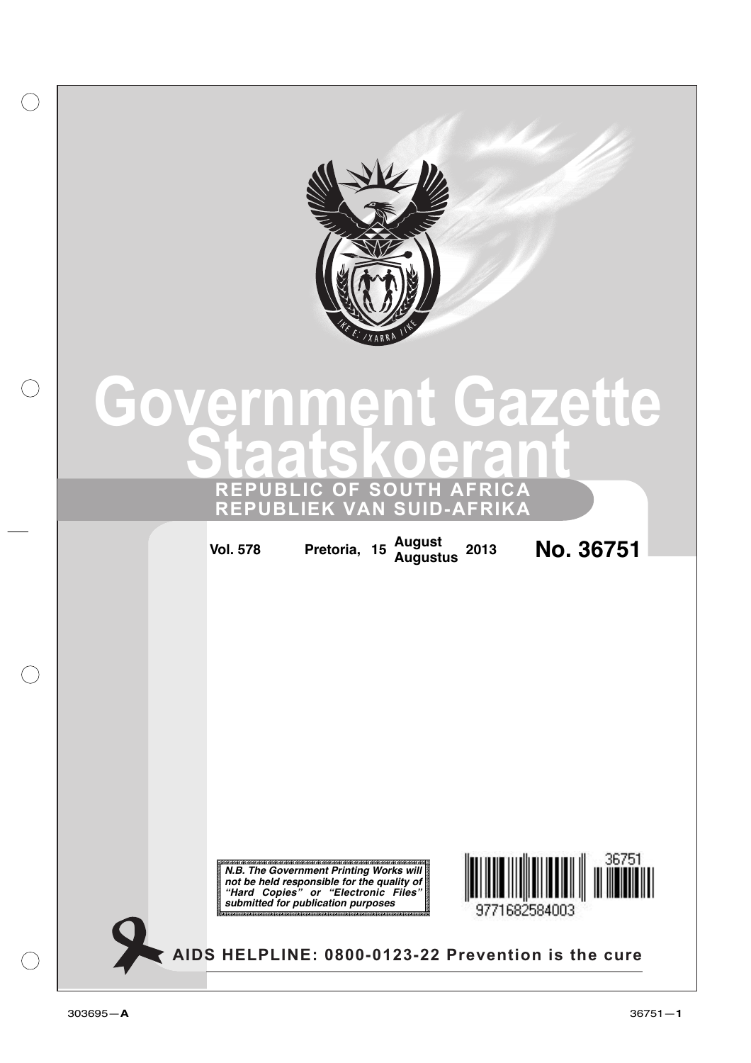# Government Gazette
# Staatskoerant

**REPUBLIC OF SOUTH AFRICA**
**REPUBLIEK VAN SUID-AFRIKA**

**Vol. 578** **Pretoria, 15 August Augustus 2013** **No. 36751**

***N.B. The Government Printing Works will not be held responsible for the quality of "Hard Copies" or "Electronic Files" submitted for publication purposes***

9771682584003 36751

**AIDS HELPLINE: 0800-0123-22 Prevention is the cure**

303695—**A**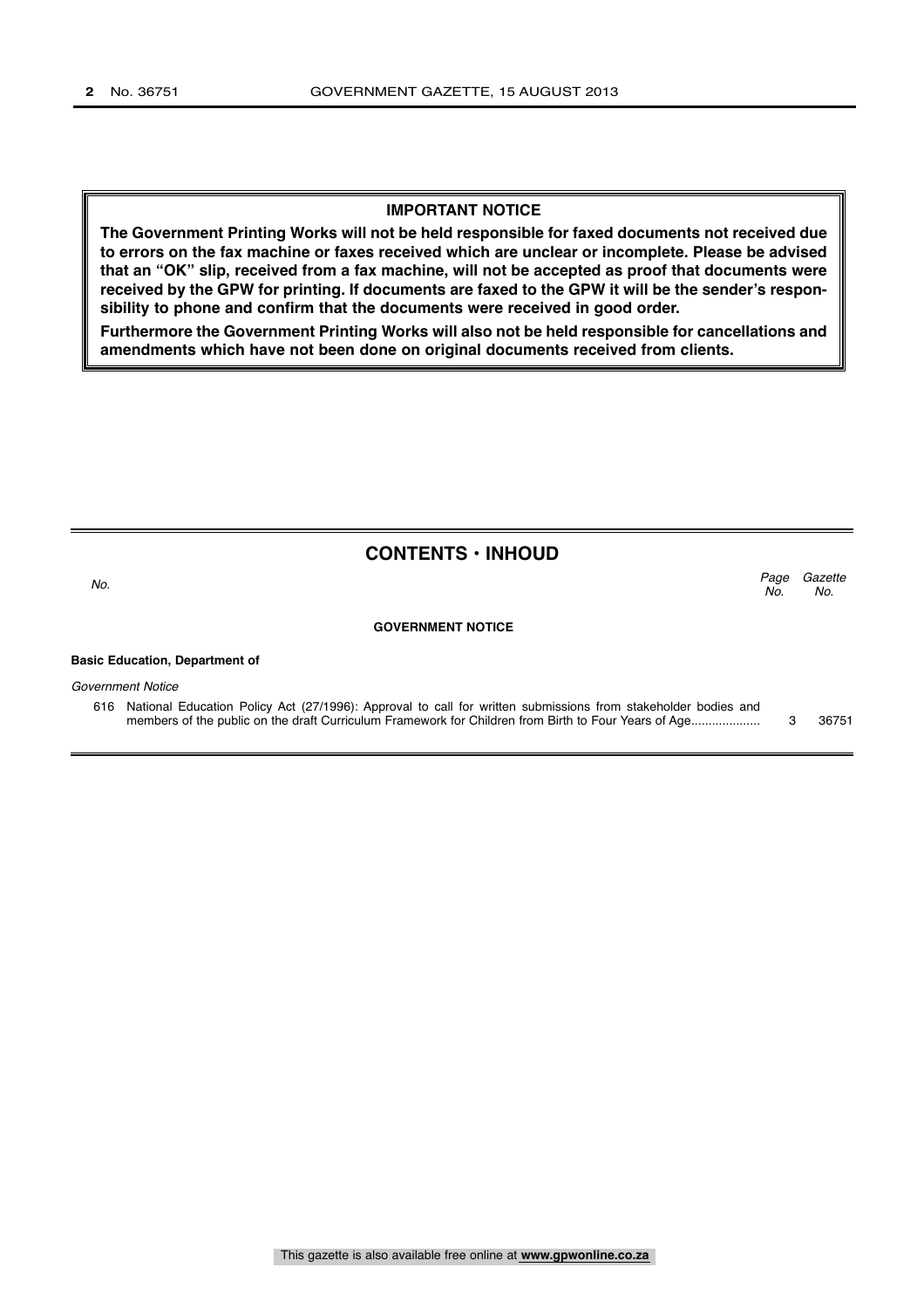**IMPORTANT NOTICE**

**The Government Printing Works will not be held responsible for faxed documents not received due to errors on the fax machine or faxes received which are unclear or incomplete. Please be advised that an "OK" slip, received from a fax machine, will not be accepted as proof that documents were received by the GPW for printing. If documents are faxed to the GPW it will be the sender's responsibility to phone and confirm that the documents were received in good order.**

**Furthermore the Government Printing Works will also not be held responsible for cancellations and amendments which have not been done on original documents received from clients.**

## CONTENTS · INHOUD

| *No.* | | *Page No.* | *Gazette No.* |
|---|---|---|---|
| | **GOVERNMENT NOTICE** | | |
| | **Basic Education, Department of** | | |
| | *Government Notice* | | |
| 616 | National Education Policy Act (27/1996): Approval to call for written submissions from stakeholder bodies and members of the public on the draft Curriculum Framework for Children from Birth to Four Years of Age.................... | 3 | 36751 |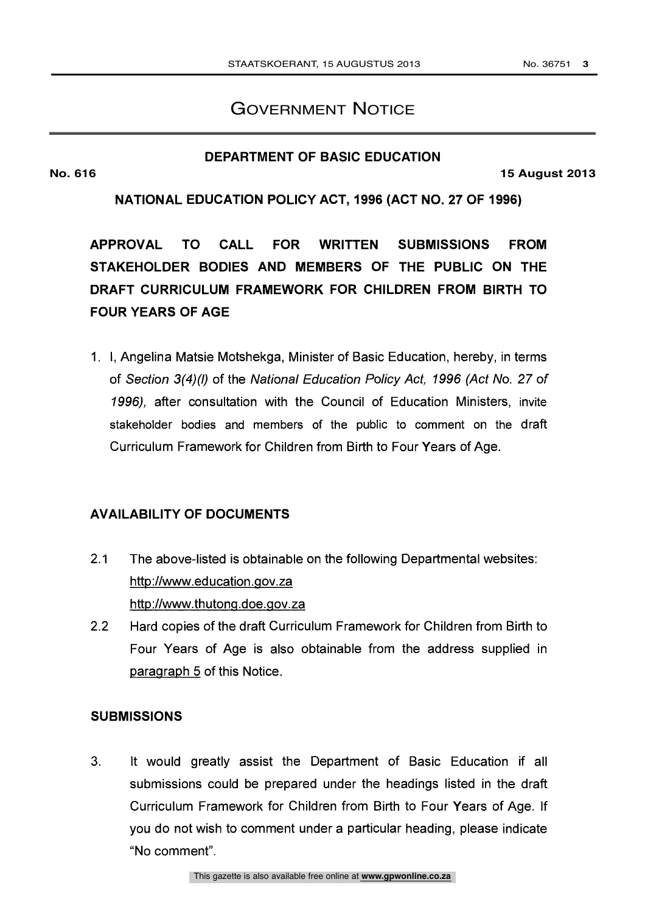# GOVERNMENT NOTICE

## DEPARTMENT OF BASIC EDUCATION

**No. 616** **15 August 2013**

**NATIONAL EDUCATION POLICY ACT, 1996 (ACT NO. 27 OF 1996)**

## APPROVAL TO CALL FOR WRITTEN SUBMISSIONS FROM STAKEHOLDER BODIES AND MEMBERS OF THE PUBLIC ON THE DRAFT CURRICULUM FRAMEWORK FOR CHILDREN FROM BIRTH TO FOUR YEARS OF AGE

1. I, Angelina Matsie Motshekga, Minister of Basic Education, hereby, in terms of *Section 3(4)(l)* of the *National Education Policy Act, 1996 (Act No. 27 of 1996),* after consultation with the Council of Education Ministers, invite stakeholder bodies and members of the public to comment on the draft Curriculum Framework for Children from Birth to Four Years of Age.

### AVAILABILITY OF DOCUMENTS

2.1 The above-listed is obtainable on the following Departmental websites:
http://www.education.gov.za
http://www.thutong.doe.gov.za

2.2 Hard copies of the draft Curriculum Framework for Children from Birth to Four Years of Age is also obtainable from the address supplied in paragraph 5 of this Notice.

### SUBMISSIONS

3. It would greatly assist the Department of Basic Education if all submissions could be prepared under the headings listed in the draft Curriculum Framework for Children from Birth to Four Years of Age. If you do not wish to comment under a particular heading, please indicate "No comment".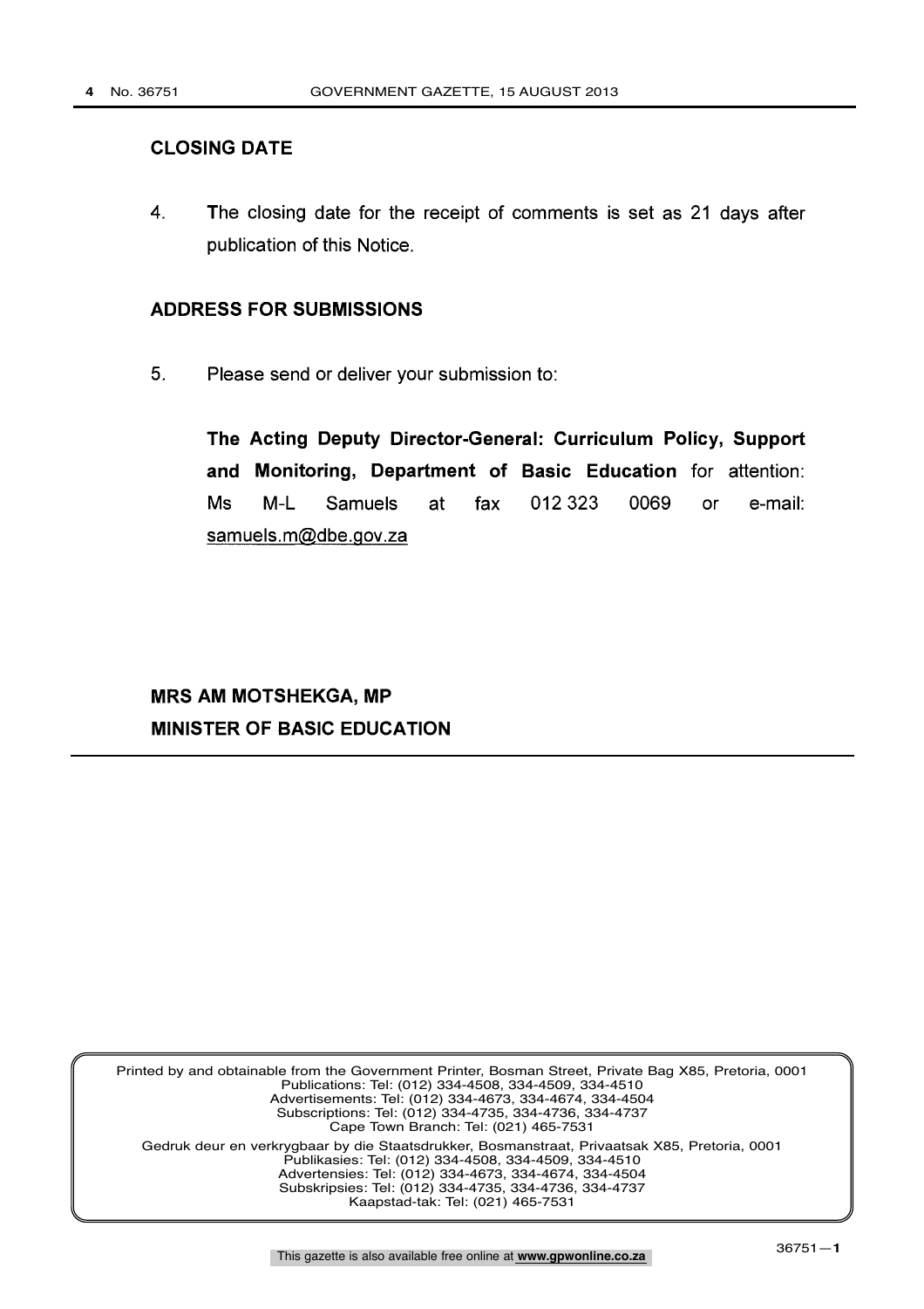## CLOSING DATE

4. The closing date for the receipt of comments is set as 21 days after publication of this Notice.

## ADDRESS FOR SUBMISSIONS

5. Please send or deliver your submission to:

   **The Acting Deputy Director-General: Curriculum Policy, Support and Monitoring, Department of Basic Education** for attention: Ms M-L Samuels at fax 012 323 0069 or e-mail: samuels.m@dbe.gov.za

**MRS AM MOTSHEKGA, MP**
**MINISTER OF BASIC EDUCATION**

Printed by and obtainable from the Government Printer, Bosman Street, Private Bag X85, Pretoria, 0001
Publications: Tel: (012) 334-4508, 334-4509, 334-4510
Advertisements: Tel: (012) 334-4673, 334-4674, 334-4504
Subscriptions: Tel: (012) 334-4735, 334-4736, 334-4737
Cape Town Branch: Tel: (021) 465-7531

Gedruk deur en verkrygbaar by die Staatsdrukker, Bosmanstraat, Privaatsak X85, Pretoria, 0001
Publikasies: Tel: (012) 334-4508, 334-4509, 334-4510
Advertensies: Tel: (012) 334-4673, 334-4674, 334-4504
Subskripsies: Tel: (012) 334-4735, 334-4736, 334-4737
Kaapstad-tak: Tel: (021) 465-7531